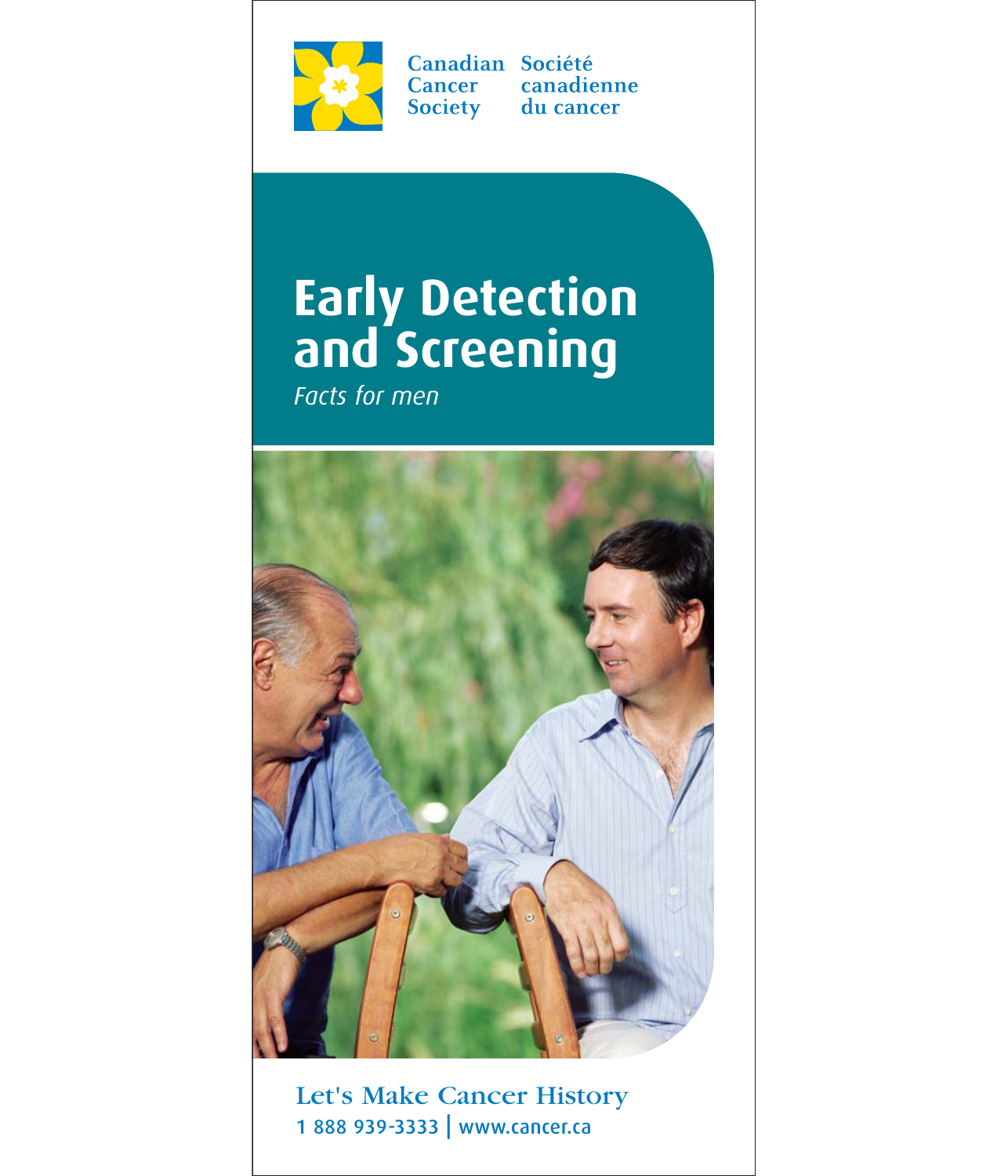Canadian Cancer Society | Société canadienne du cancer

# Early Detection and Screening

*Facts for men*

Let's Make Cancer History

1 888 939-3333 | www.cancer.ca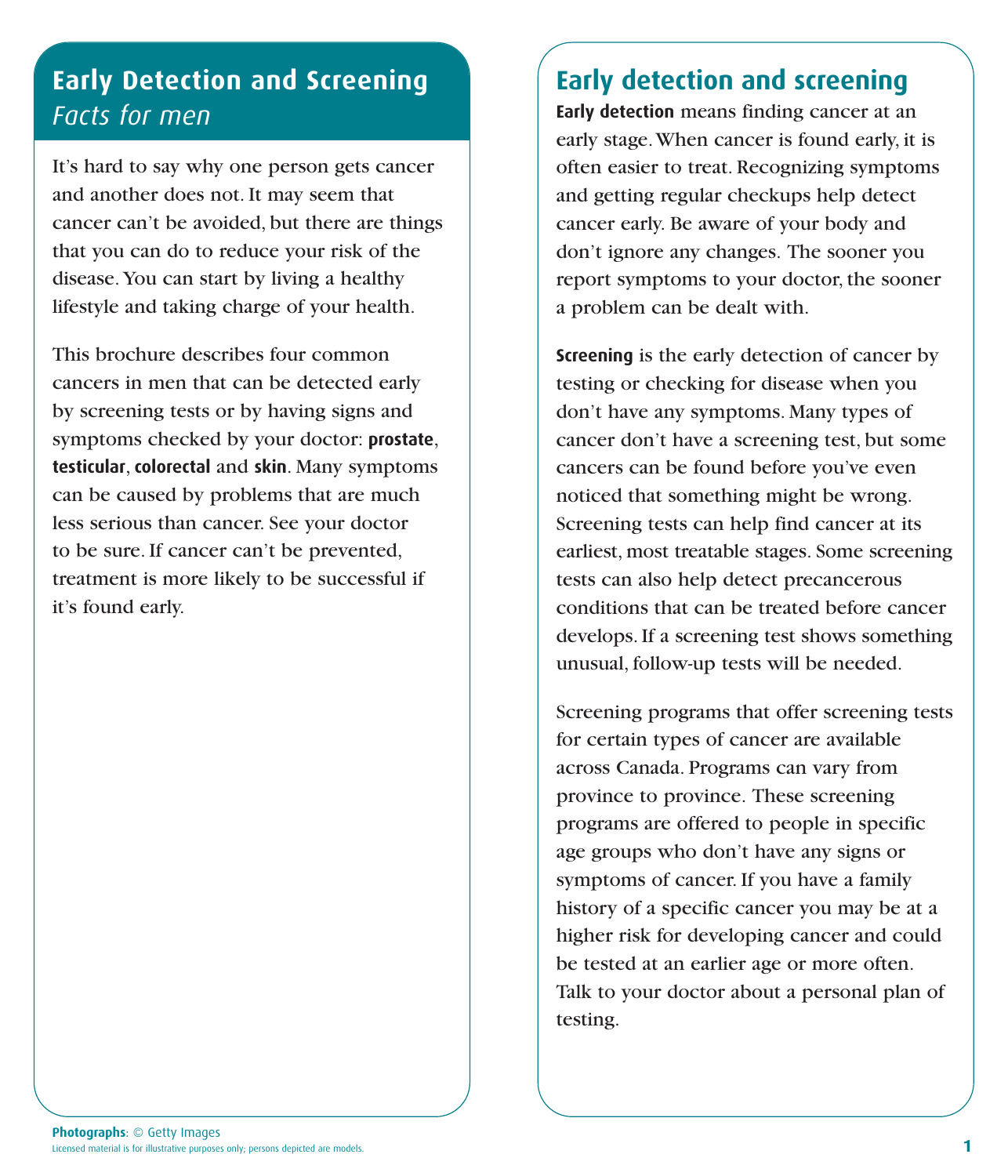# Early Detection and Screening

*Facts for men*

It's hard to say why one person gets cancer and another does not. It may seem that cancer can't be avoided, but there are things that you can do to reduce your risk of the disease. You can start by living a healthy lifestyle and taking charge of your health.

This brochure describes four common cancers in men that can be detected early by screening tests or by having signs and symptoms checked by your doctor: **prostate**, **testicular**, **colorectal** and **skin**. Many symptoms can be caused by problems that are much less serious than cancer. See your doctor to be sure. If cancer can't be prevented, treatment is more likely to be successful if it's found early.

## Early detection and screening

**Early detection** means finding cancer at an early stage. When cancer is found early, it is often easier to treat. Recognizing symptoms and getting regular checkups help detect cancer early. Be aware of your body and don't ignore any changes. The sooner you report symptoms to your doctor, the sooner a problem can be dealt with.

**Screening** is the early detection of cancer by testing or checking for disease when you don't have any symptoms. Many types of cancer don't have a screening test, but some cancers can be found before you've even noticed that something might be wrong. Screening tests can help find cancer at its earliest, most treatable stages. Some screening tests can also help detect precancerous conditions that can be treated before cancer develops. If a screening test shows something unusual, follow-up tests will be needed.

Screening programs that offer screening tests for certain types of cancer are available across Canada. Programs can vary from province to province. These screening programs are offered to people in specific age groups who don't have any signs or symptoms of cancer. If you have a family history of a specific cancer you may be at a higher risk for developing cancer and could be tested at an earlier age or more often. Talk to your doctor about a personal plan of testing.

**Photographs**: © Getty Images
Licensed material is for illustrative purposes only; persons depicted are models.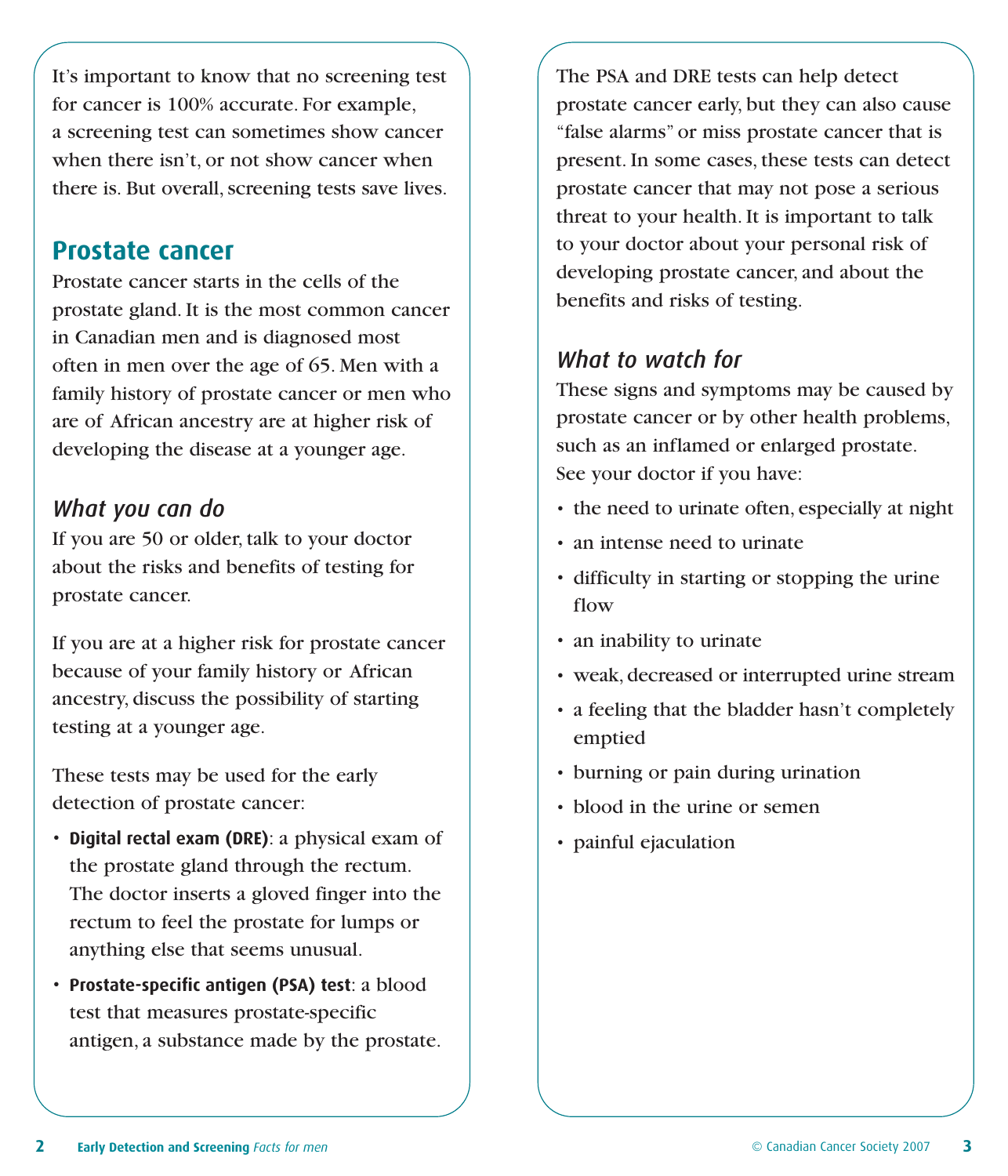It's important to know that no screening test for cancer is 100% accurate. For example, a screening test can sometimes show cancer when there isn't, or not show cancer when there is. But overall, screening tests save lives.

## Prostate cancer

Prostate cancer starts in the cells of the prostate gland. It is the most common cancer in Canadian men and is diagnosed most often in men over the age of 65. Men with a family history of prostate cancer or men who are of African ancestry are at higher risk of developing the disease at a younger age.

### *What you can do*

If you are 50 or older, talk to your doctor about the risks and benefits of testing for prostate cancer.

If you are at a higher risk for prostate cancer because of your family history or African ancestry, discuss the possibility of starting testing at a younger age.

These tests may be used for the early detection of prostate cancer:

- **Digital rectal exam (DRE)**: a physical exam of the prostate gland through the rectum. The doctor inserts a gloved finger into the rectum to feel the prostate for lumps or anything else that seems unusual.
- **Prostate-specific antigen (PSA) test**: a blood test that measures prostate-specific antigen, a substance made by the prostate.

The PSA and DRE tests can help detect prostate cancer early, but they can also cause "false alarms" or miss prostate cancer that is present. In some cases, these tests can detect prostate cancer that may not pose a serious threat to your health. It is important to talk to your doctor about your personal risk of developing prostate cancer, and about the benefits and risks of testing.

### *What to watch for*

These signs and symptoms may be caused by prostate cancer or by other health problems, such as an inflamed or enlarged prostate. See your doctor if you have:

- the need to urinate often, especially at night
- an intense need to urinate
- difficulty in starting or stopping the urine flow
- an inability to urinate
- weak, decreased or interrupted urine stream
- a feeling that the bladder hasn't completely emptied
- burning or pain during urination
- blood in the urine or semen
- painful ejaculation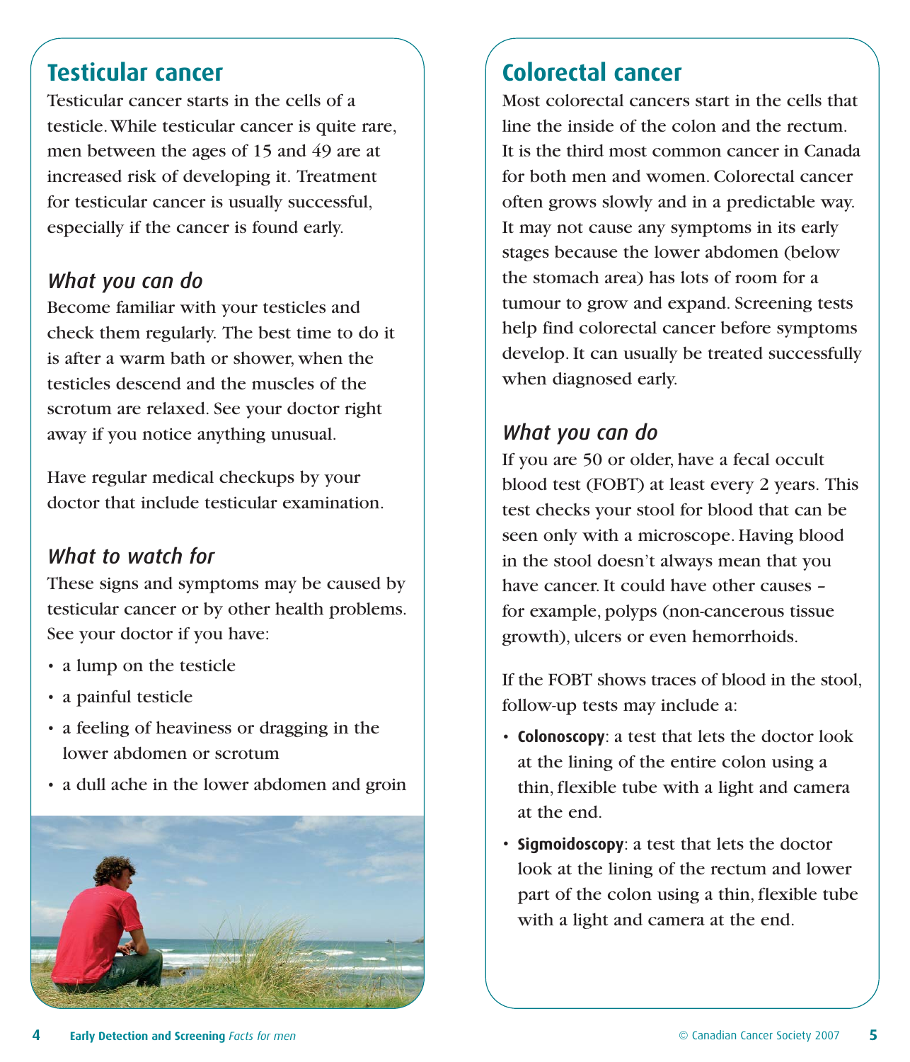## Testicular cancer

Testicular cancer starts in the cells of a testicle. While testicular cancer is quite rare, men between the ages of 15 and 49 are at increased risk of developing it. Treatment for testicular cancer is usually successful, especially if the cancer is found early.

### *What you can do*

Become familiar with your testicles and check them regularly. The best time to do it is after a warm bath or shower, when the testicles descend and the muscles of the scrotum are relaxed. See your doctor right away if you notice anything unusual.

Have regular medical checkups by your doctor that include testicular examination.

### *What to watch for*

These signs and symptoms may be caused by testicular cancer or by other health problems. See your doctor if you have:

- a lump on the testicle
- a painful testicle
- a feeling of heaviness or dragging in the lower abdomen or scrotum
- a dull ache in the lower abdomen and groin

## Colorectal cancer

Most colorectal cancers start in the cells that line the inside of the colon and the rectum. It is the third most common cancer in Canada for both men and women. Colorectal cancer often grows slowly and in a predictable way. It may not cause any symptoms in its early stages because the lower abdomen (below the stomach area) has lots of room for a tumour to grow and expand. Screening tests help find colorectal cancer before symptoms develop. It can usually be treated successfully when diagnosed early.

### *What you can do*

If you are 50 or older, have a fecal occult blood test (FOBT) at least every 2 years. This test checks your stool for blood that can be seen only with a microscope. Having blood in the stool doesn't always mean that you have cancer. It could have other causes – for example, polyps (non-cancerous tissue growth), ulcers or even hemorrhoids.

If the FOBT shows traces of blood in the stool, follow-up tests may include a:

- **Colonoscopy**: a test that lets the doctor look at the lining of the entire colon using a thin, flexible tube with a light and camera at the end.
- **Sigmoidoscopy**: a test that lets the doctor look at the lining of the rectum and lower part of the colon using a thin, flexible tube with a light and camera at the end.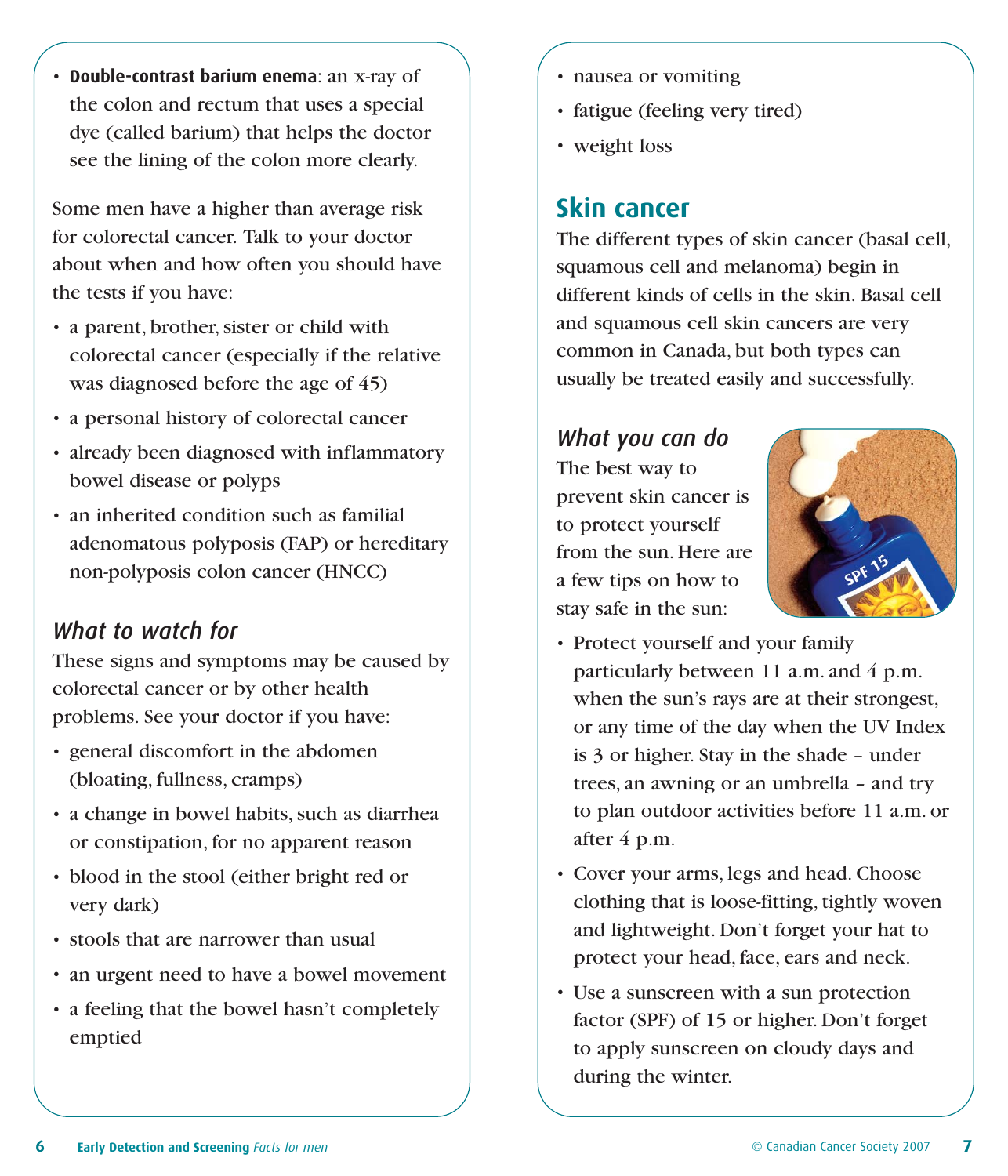- **Double-contrast barium enema**: an x-ray of the colon and rectum that uses a special dye (called barium) that helps the doctor see the lining of the colon more clearly.

Some men have a higher than average risk for colorectal cancer. Talk to your doctor about when and how often you should have the tests if you have:

- a parent, brother, sister or child with colorectal cancer (especially if the relative was diagnosed before the age of 45)
- a personal history of colorectal cancer
- already been diagnosed with inflammatory bowel disease or polyps
- an inherited condition such as familial adenomatous polyposis (FAP) or hereditary non-polyposis colon cancer (HNCC)

### *What to watch for*

These signs and symptoms may be caused by colorectal cancer or by other health problems. See your doctor if you have:

- general discomfort in the abdomen (bloating, fullness, cramps)
- a change in bowel habits, such as diarrhea or constipation, for no apparent reason
- blood in the stool (either bright red or very dark)
- stools that are narrower than usual
- an urgent need to have a bowel movement
- a feeling that the bowel hasn't completely emptied
- nausea or vomiting
- fatigue (feeling very tired)
- weight loss

## Skin cancer

The different types of skin cancer (basal cell, squamous cell and melanoma) begin in different kinds of cells in the skin. Basal cell and squamous cell skin cancers are very common in Canada, but both types can usually be treated easily and successfully.

### *What you can do*

The best way to prevent skin cancer is to protect yourself from the sun. Here are a few tips on how to stay safe in the sun:

- Protect yourself and your family particularly between 11 a.m. and 4 p.m. when the sun's rays are at their strongest, or any time of the day when the UV Index is 3 or higher. Stay in the shade – under trees, an awning or an umbrella – and try to plan outdoor activities before 11 a.m. or after 4 p.m.
- Cover your arms, legs and head. Choose clothing that is loose-fitting, tightly woven and lightweight. Don't forget your hat to protect your head, face, ears and neck.
- Use a sunscreen with a sun protection factor (SPF) of 15 or higher. Don't forget to apply sunscreen on cloudy days and during the winter.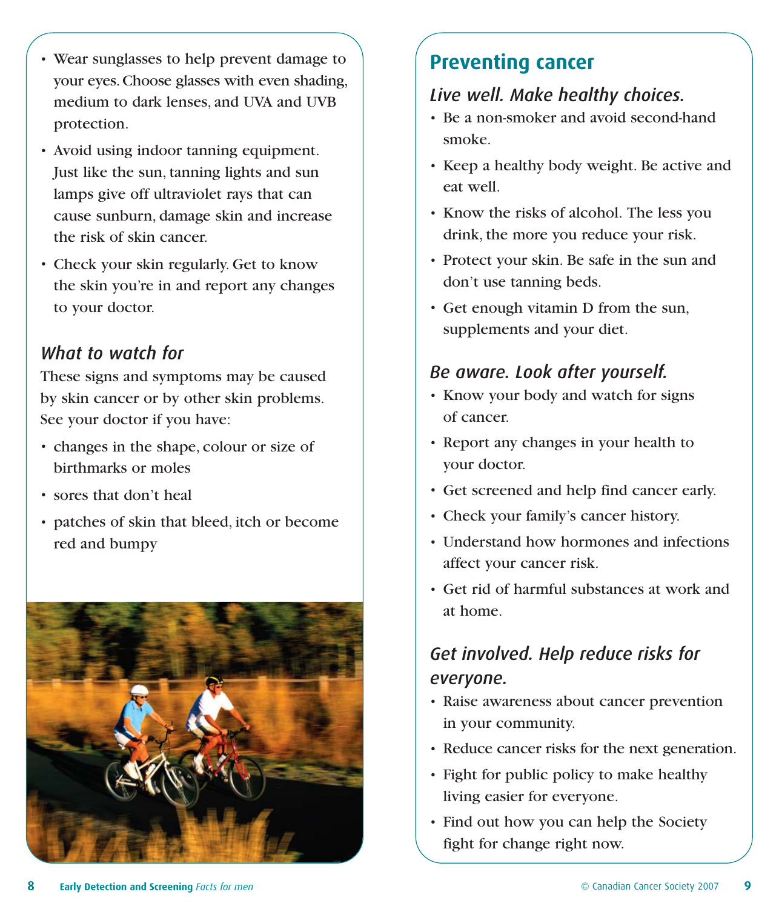- Wear sunglasses to help prevent damage to your eyes. Choose glasses with even shading, medium to dark lenses, and UVA and UVB protection.
- Avoid using indoor tanning equipment. Just like the sun, tanning lights and sun lamps give off ultraviolet rays that can cause sunburn, damage skin and increase the risk of skin cancer.
- Check your skin regularly. Get to know the skin you're in and report any changes to your doctor.

### *What to watch for*

These signs and symptoms may be caused by skin cancer or by other skin problems. See your doctor if you have:

- changes in the shape, colour or size of birthmarks or moles
- sores that don't heal
- patches of skin that bleed, itch or become red and bumpy

## Preventing cancer

### *Live well. Make healthy choices.*

- Be a non-smoker and avoid second-hand smoke.
- Keep a healthy body weight. Be active and eat well.
- Know the risks of alcohol. The less you drink, the more you reduce your risk.
- Protect your skin. Be safe in the sun and don't use tanning beds.
- Get enough vitamin D from the sun, supplements and your diet.

### *Be aware. Look after yourself.*

- Know your body and watch for signs of cancer.
- Report any changes in your health to your doctor.
- Get screened and help find cancer early.
- Check your family's cancer history.
- Understand how hormones and infections affect your cancer risk.
- Get rid of harmful substances at work and at home.

### *Get involved. Help reduce risks for everyone.*

- Raise awareness about cancer prevention in your community.
- Reduce cancer risks for the next generation.
- Fight for public policy to make healthy living easier for everyone.
- Find out how you can help the Society fight for change right now.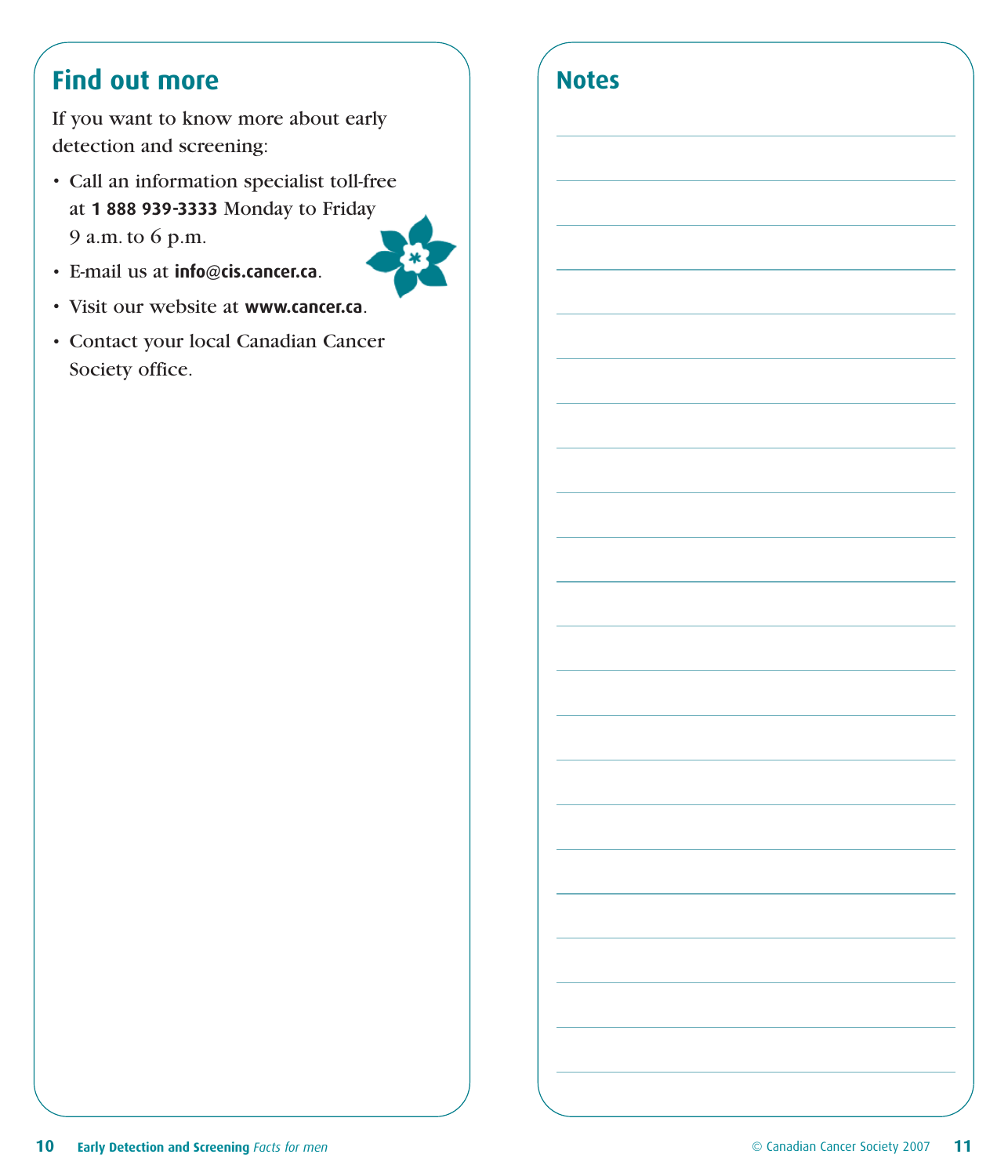## Find out more

If you want to know more about early detection and screening:

- Call an information specialist toll-free at **1 888 939-3333** Monday to Friday 9 a.m. to 6 p.m.
- E-mail us at **info@cis.cancer.ca**.
- Visit our website at **www.cancer.ca**.
- Contact your local Canadian Cancer Society office.

## Notes

© Canadian Cancer Society 2007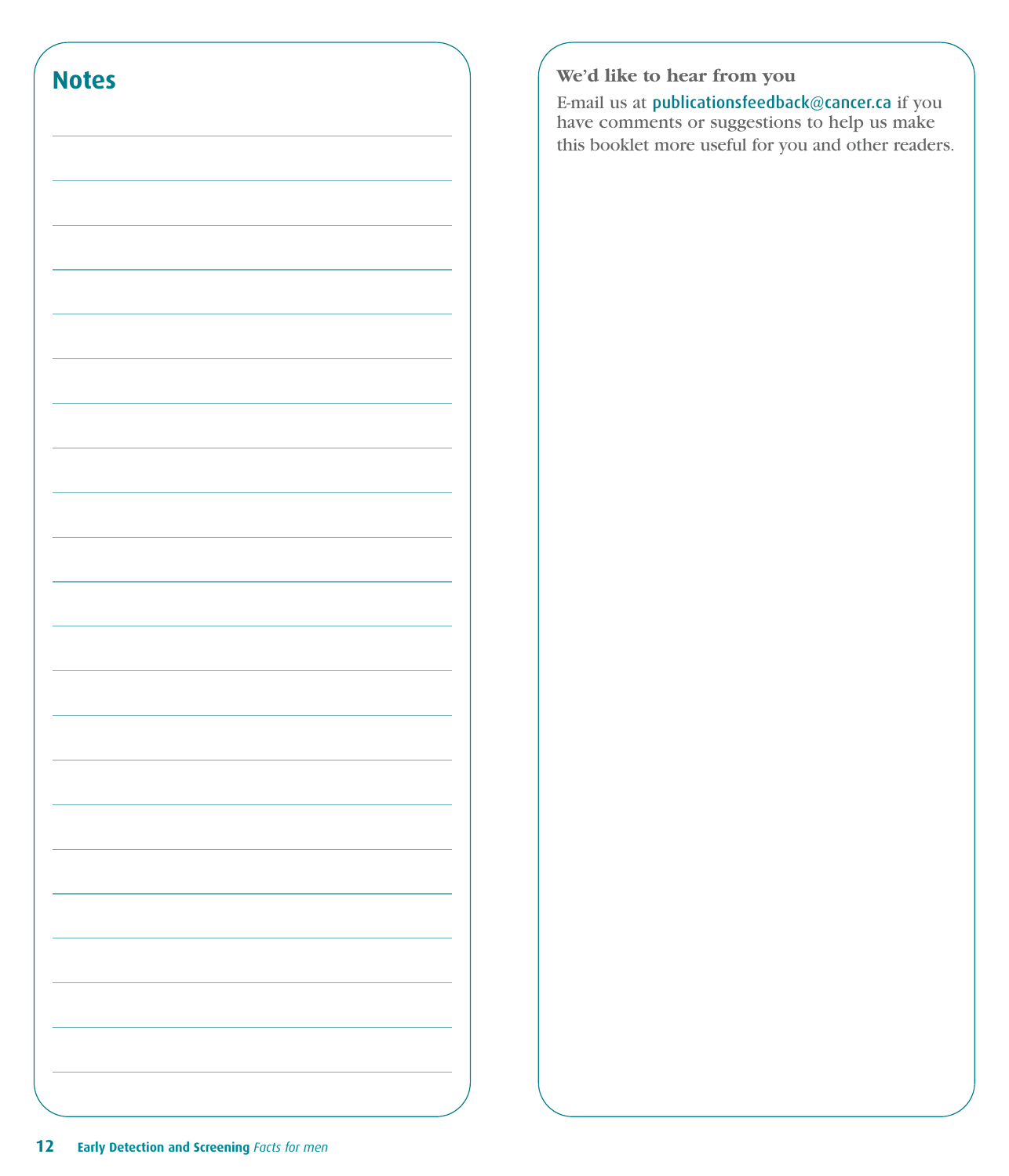## Notes

**We'd like to hear from you**

E-mail us at publicationsfeedback@cancer.ca if you have comments or suggestions to help us make this booklet more useful for you and other readers.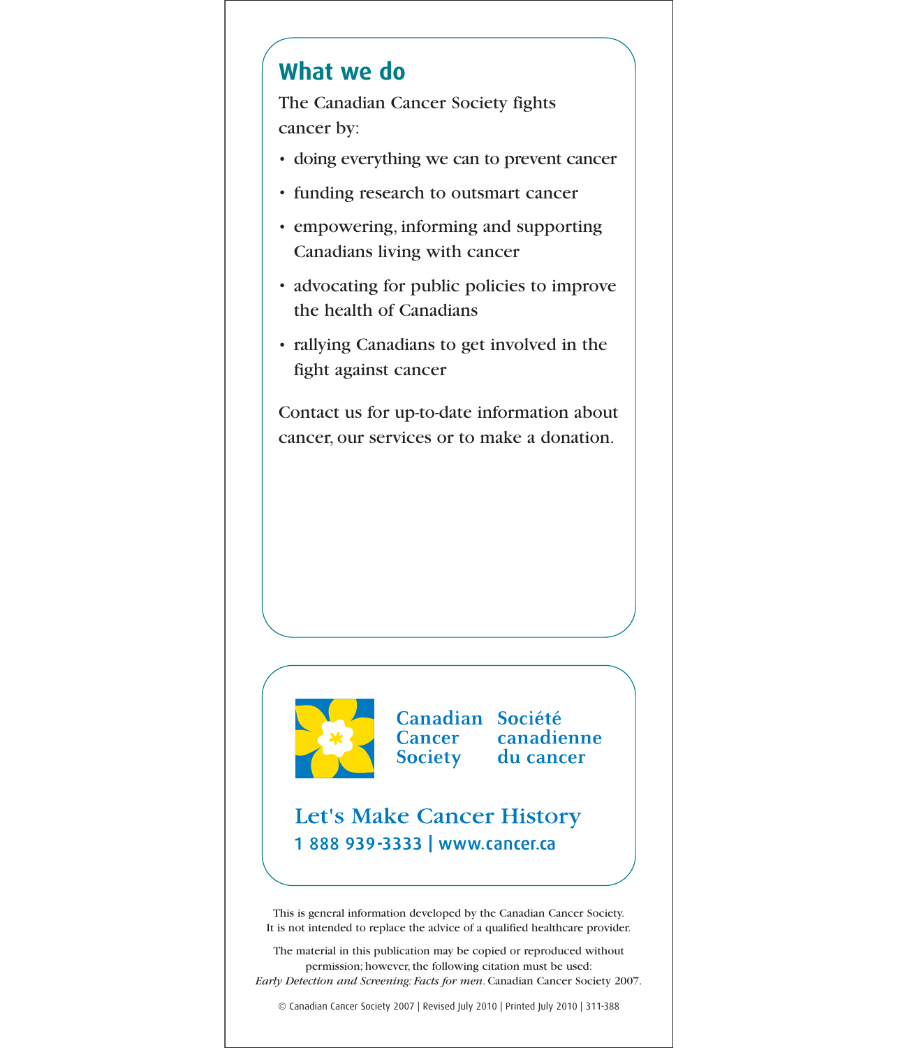## What we do

The Canadian Cancer Society fights cancer by:

- doing everything we can to prevent cancer
- funding research to outsmart cancer
- empowering, informing and supporting Canadians living with cancer
- advocating for public policies to improve the health of Canadians
- rallying Canadians to get involved in the fight against cancer

Contact us for up-to-date information about cancer, our services or to make a donation.

Canadian Cancer Society | Société canadienne du cancer

**Let's Make Cancer History**

**1 888 939-3333 | www.cancer.ca**

This is general information developed by the Canadian Cancer Society. It is not intended to replace the advice of a qualified healthcare provider.

The material in this publication may be copied or reproduced without permission; however, the following citation must be used: *Early Detection and Screening: Facts for men*. Canadian Cancer Society 2007.

© Canadian Cancer Society 2007 | Revised July 2010 | Printed July 2010 | 311-388